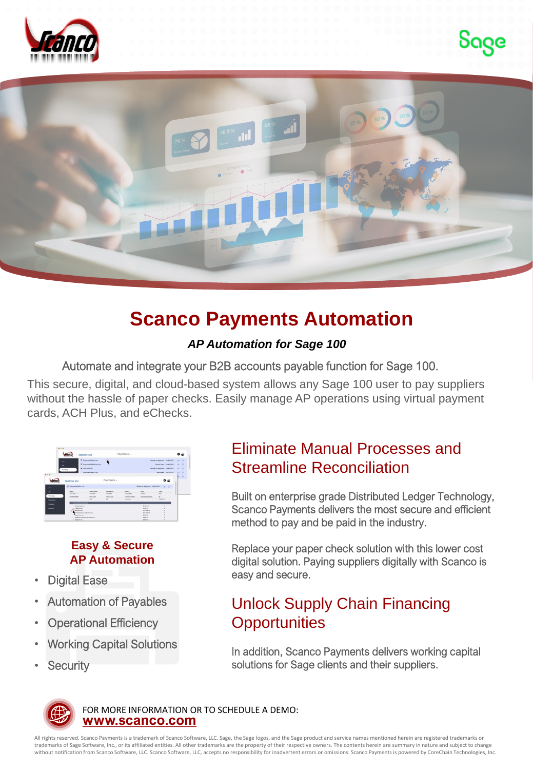# Scanco Payments Automation

***AP Automation for Sage 100***

Automate and integrate your B2B accounts payable function for Sage 100.

This secure, digital, and cloud-based system allows any Sage 100 user to pay suppliers without the hassle of paper checks. Easily manage AP operations using virtual payment cards, ACH Plus, and eChecks.

### Easy & Secure AP Automation

- Digital Ease
- Automation of Payables
- Operational Efficiency
- Working Capital Solutions
- Security

## Eliminate Manual Processes and Streamline Reconciliation

Built on enterprise grade Distributed Ledger Technology, Scanco Payments delivers the most secure and efficient method to pay and be paid in the industry.

Replace your paper check solution with this lower cost digital solution. Paying suppliers digitally with Scanco is easy and secure.

## Unlock Supply Chain Financing Opportunities

In addition, Scanco Payments delivers working capital solutions for Sage clients and their suppliers.

FOR MORE INFORMATION OR TO SCHEDULE A DEMO:
**www.scanco.com**

All rights reserved. Scanco Payments is a trademark of Scanco Software, LLC. Sage, the Sage logos, and the Sage product and service names mentioned herein are registered trademarks or trademarks of Sage Software, Inc., or its affiliated entities. All other trademarks are the property of their respective owners. The contents herein are summary in nature and subject to change without notification from Scanco Software, LLC. Scanco Software, LLC, accepts no responsibility for inadvertent errors or omissions. Scanco Payments is powered by CoreChain Technologies, Inc.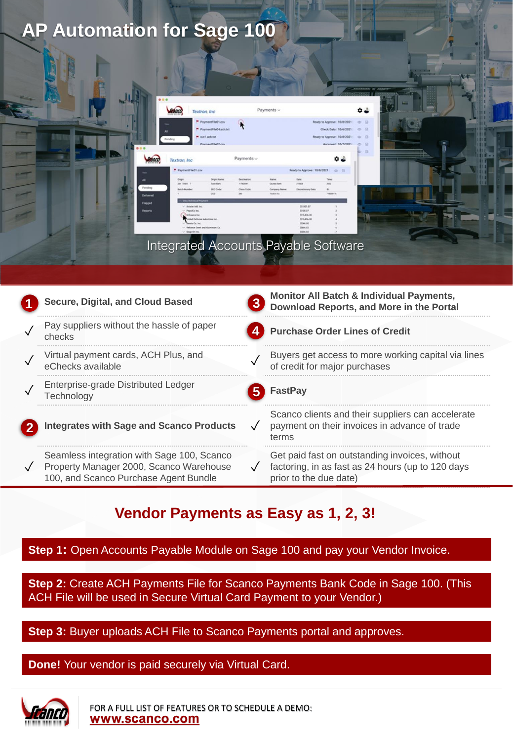# AP Automation for Sage 100

Integrated Accounts Payable Software

## 1 Secure, Digital, and Cloud Based

- ✓ Pay suppliers without the hassle of paper checks
- ✓ Virtual payment cards, ACH Plus, and eChecks available
- ✓ Enterprise-grade Distributed Ledger Technology

## 2 Integrates with Sage and Scanco Products

- ✓ Seamless integration with Sage 100, Scanco Property Manager 2000, Scanco Warehouse 100, and Scanco Purchase Agent Bundle

## 3 Monitor All Batch & Individual Payments, Download Reports, and More in the Portal

## 4 Purchase Order Lines of Credit

- ✓ Buyers get access to more working capital via lines of credit for major purchases

## 5 FastPay

- ✓ Scanco clients and their suppliers can accelerate payment on their invoices in advance of trade terms
- ✓ Get paid fast on outstanding invoices, without factoring, in as fast as 24 hours (up to 120 days prior to the due date)

## Vendor Payments as Easy as 1, 2, 3!

**Step 1:** Open Accounts Payable Module on Sage 100 and pay your Vendor Invoice.

**Step 2:** Create ACH Payments File for Scanco Payments Bank Code in Sage 100. (This ACH File will be used in Secure Virtual Card Payment to your Vendor.)

**Step 3:** Buyer uploads ACH File to Scanco Payments portal and approves.

**Done!** Your vendor is paid securely via Virtual Card.

FOR A FULL LIST OF FEATURES OR TO SCHEDULE A DEMO:
**www.scanco.com**